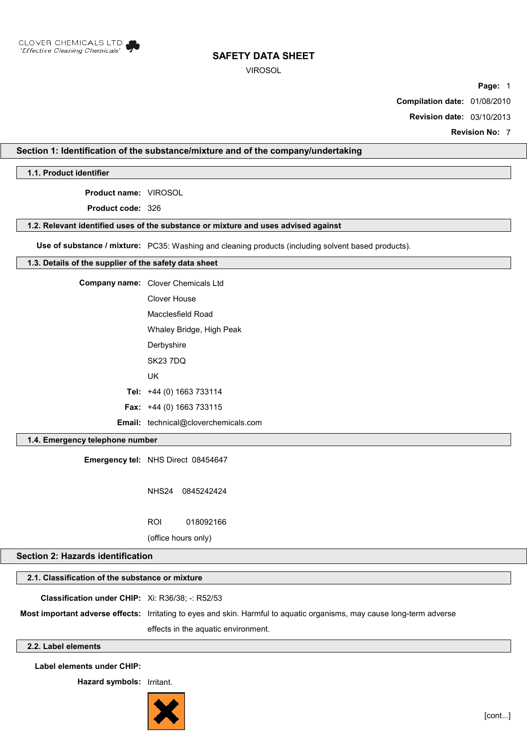CLOVER CHEMICALS LTD
*'Effective Cleaning Chemicals'*

# SAFETY DATA SHEET

VIROSOL

**Compilation date:** 01/08/2010

**Revision date:** 03/10/2013

**Revision No:** 7

## Section 1: Identification of the substance/mixture and of the company/undertaking

### 1.1. Product identifier

**Product name:** VIROSOL

**Product code:** 326

### 1.2. Relevant identified uses of the substance or mixture and uses advised against

**Use of substance / mixture:** PC35: Washing and cleaning products (including solvent based products).

### 1.3. Details of the supplier of the safety data sheet

**Company name:** Clover Chemicals Ltd

Clover House

Macclesfield Road

Whaley Bridge, High Peak

Derbyshire

SK23 7DQ

UK

**Tel:** +44 (0) 1663 733114

**Fax:** +44 (0) 1663 733115

**Email:** technical@cloverchemicals.com

### 1.4. Emergency telephone number

**Emergency tel:** NHS Direct 08454647

NHS24 0845242424

ROI 018092166

(office hours only)

## Section 2: Hazards identification

### 2.1. Classification of the substance or mixture

**Classification under CHIP:** Xi: R36/38; -: R52/53

**Most important adverse effects:** Irritating to eyes and skin. Harmful to aquatic organisms, may cause long-term adverse effects in the aquatic environment.

### 2.2. Label elements

**Label elements under CHIP:**

**Hazard symbols:** Irritant.

[cont...]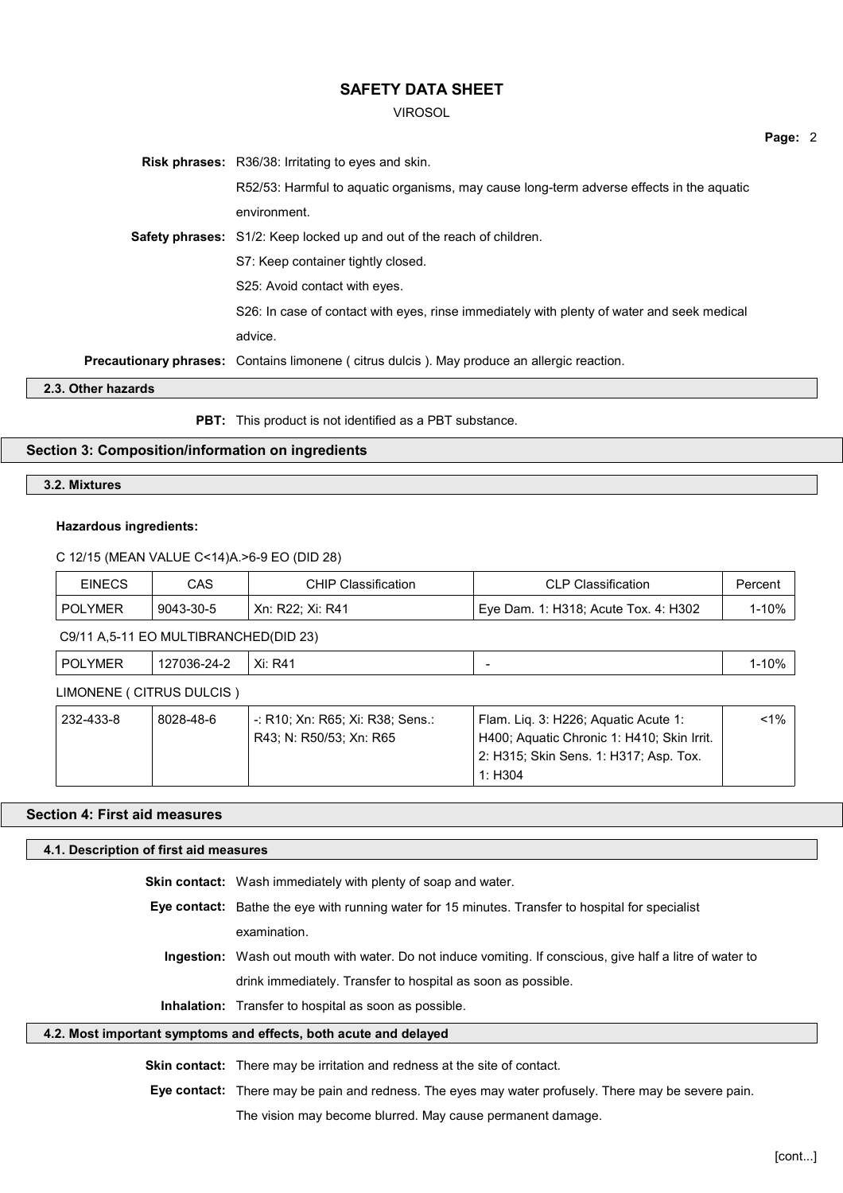**Risk phrases:** R36/38: Irritating to eyes and skin.

R52/53: Harmful to aquatic organisms, may cause long-term adverse effects in the aquatic environment.

**Safety phrases:** S1/2: Keep locked up and out of the reach of children.

S7: Keep container tightly closed.

S25: Avoid contact with eyes.

S26: In case of contact with eyes, rinse immediately with plenty of water and seek medical advice.

**Precautionary phrases:** Contains limonene ( citrus dulcis ). May produce an allergic reaction.

### 2.3. Other hazards

**PBT:** This product is not identified as a PBT substance.

## Section 3: Composition/information on ingredients

### 3.2. Mixtures

**Hazardous ingredients:**

C 12/15 (MEAN VALUE C<14)A.>6-9 EO (DID 28)

| EINECS | CAS | CHIP Classification | CLP Classification | Percent |
|---|---|---|---|---|
| POLYMER | 9043-30-5 | Xn: R22; Xi: R41 | Eye Dam. 1: H318; Acute Tox. 4: H302 | 1-10% |

C9/11 A,5-11 EO MULTIBRANCHED(DID 23)

| EINECS | CAS | CHIP Classification | CLP Classification | Percent |
|---|---|---|---|---|
| POLYMER | 127036-24-2 | Xi: R41 | - | 1-10% |

LIMONENE ( CITRUS DULCIS )

| EINECS | CAS | CHIP Classification | CLP Classification | Percent |
|---|---|---|---|---|
| 232-433-8 | 8028-48-6 | -: R10; Xn: R65; Xi: R38; Sens.: R43; N: R50/53; Xn: R65 | Flam. Liq. 3: H226; Aquatic Acute 1: H400; Aquatic Chronic 1: H410; Skin Irrit. 2: H315; Skin Sens. 1: H317; Asp. Tox. 1: H304 | <1% |

## Section 4: First aid measures

### 4.1. Description of first aid measures

**Skin contact:** Wash immediately with plenty of soap and water.

**Eye contact:** Bathe the eye with running water for 15 minutes. Transfer to hospital for specialist examination.

**Ingestion:** Wash out mouth with water. Do not induce vomiting. If conscious, give half a litre of water to drink immediately. Transfer to hospital as soon as possible.

**Inhalation:** Transfer to hospital as soon as possible.

### 4.2. Most important symptoms and effects, both acute and delayed

**Skin contact:** There may be irritation and redness at the site of contact.

**Eye contact:** There may be pain and redness. The eyes may water profusely. There may be severe pain. The vision may become blurred. May cause permanent damage.

[cont...]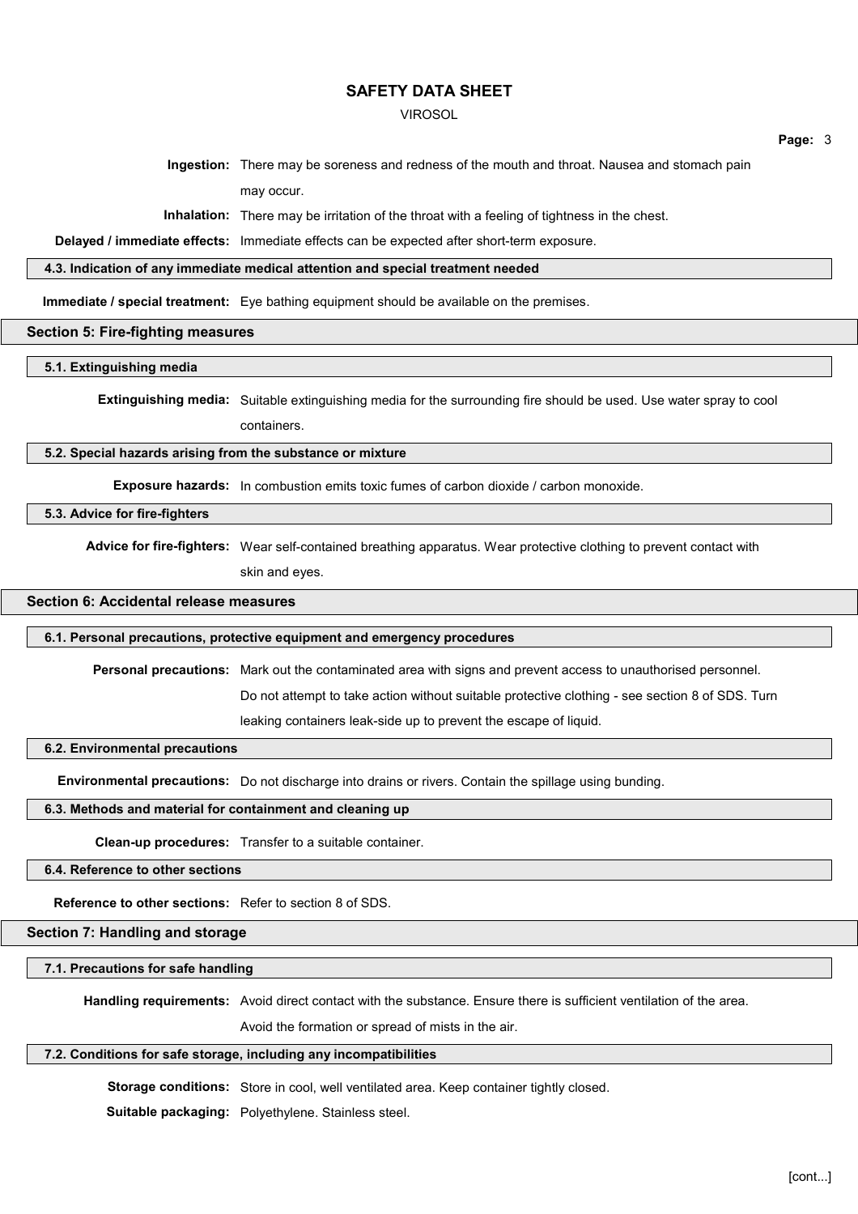**Ingestion:** There may be soreness and redness of the mouth and throat. Nausea and stomach pain may occur.

**Inhalation:** There may be irritation of the throat with a feeling of tightness in the chest.

**Delayed / immediate effects:** Immediate effects can be expected after short-term exposure.

### 4.3. Indication of any immediate medical attention and special treatment needed

**Immediate / special treatment:** Eye bathing equipment should be available on the premises.

## Section 5: Fire-fighting measures

### 5.1. Extinguishing media

**Extinguishing media:** Suitable extinguishing media for the surrounding fire should be used. Use water spray to cool containers.

### 5.2. Special hazards arising from the substance or mixture

**Exposure hazards:** In combustion emits toxic fumes of carbon dioxide / carbon monoxide.

### 5.3. Advice for fire-fighters

**Advice for fire-fighters:** Wear self-contained breathing apparatus. Wear protective clothing to prevent contact with skin and eyes.

## Section 6: Accidental release measures

### 6.1. Personal precautions, protective equipment and emergency procedures

**Personal precautions:** Mark out the contaminated area with signs and prevent access to unauthorised personnel. Do not attempt to take action without suitable protective clothing - see section 8 of SDS. Turn leaking containers leak-side up to prevent the escape of liquid.

### 6.2. Environmental precautions

**Environmental precautions:** Do not discharge into drains or rivers. Contain the spillage using bunding.

### 6.3. Methods and material for containment and cleaning up

**Clean-up procedures:** Transfer to a suitable container.

### 6.4. Reference to other sections

**Reference to other sections:** Refer to section 8 of SDS.

## Section 7: Handling and storage

### 7.1. Precautions for safe handling

**Handling requirements:** Avoid direct contact with the substance. Ensure there is sufficient ventilation of the area. Avoid the formation or spread of mists in the air.

### 7.2. Conditions for safe storage, including any incompatibilities

**Storage conditions:** Store in cool, well ventilated area. Keep container tightly closed.

**Suitable packaging:** Polyethylene. Stainless steel.

[cont...]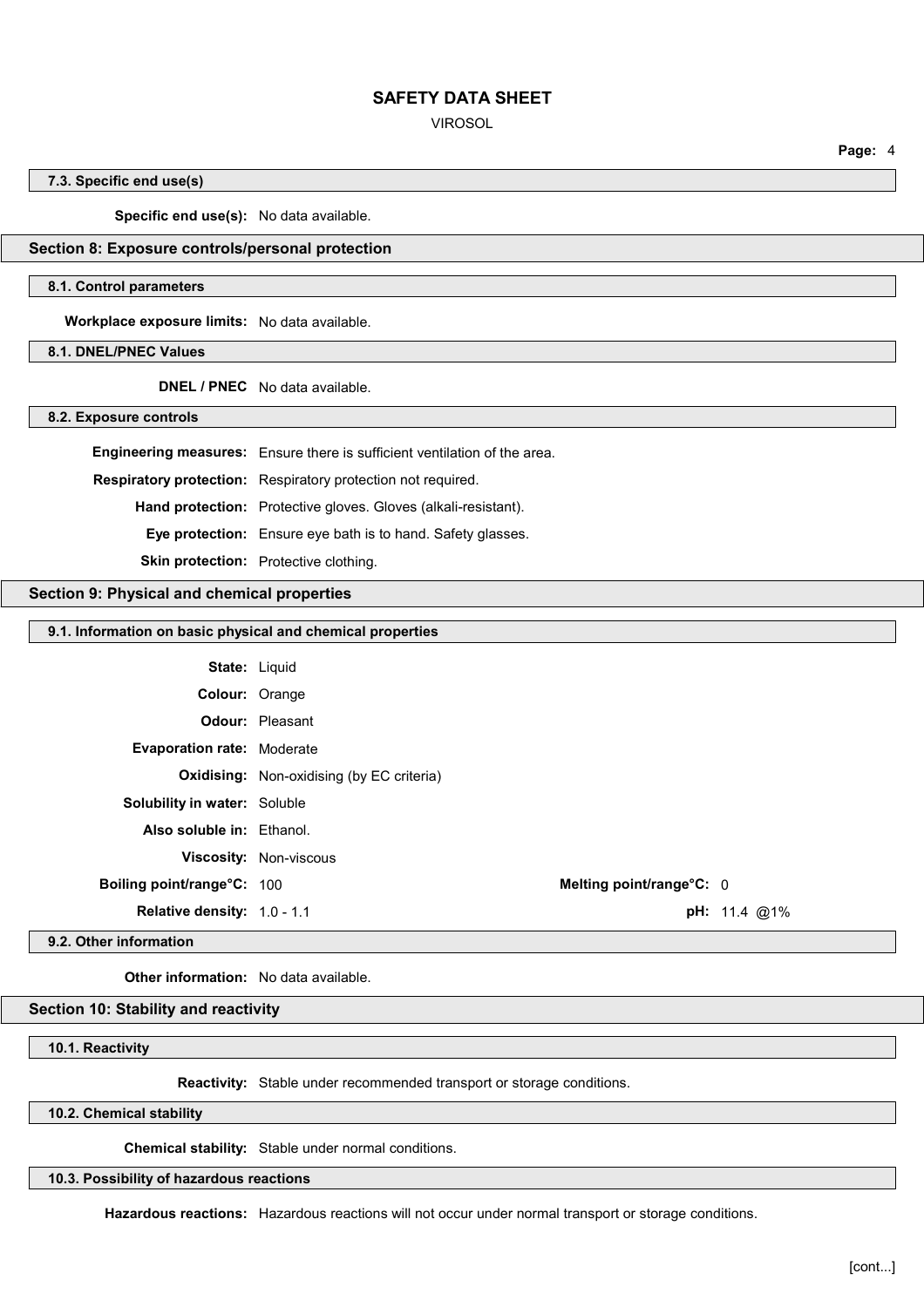### 7.3. Specific end use(s)

**Specific end use(s):** No data available.

## Section 8: Exposure controls/personal protection

### 8.1. Control parameters

**Workplace exposure limits:** No data available.

### 8.1. DNEL/PNEC Values

**DNEL / PNEC** No data available.

### 8.2. Exposure controls

**Engineering measures:** Ensure there is sufficient ventilation of the area.

**Respiratory protection:** Respiratory protection not required.

**Hand protection:** Protective gloves. Gloves (alkali-resistant).

**Eye protection:** Ensure eye bath is to hand. Safety glasses.

**Skin protection:** Protective clothing.

## Section 9: Physical and chemical properties

### 9.1. Information on basic physical and chemical properties

**State:** Liquid

**Colour:** Orange

**Odour:** Pleasant

**Evaporation rate:** Moderate

**Oxidising:** Non-oxidising (by EC criteria)

**Solubility in water:** Soluble

**Also soluble in:** Ethanol.

**Viscosity:** Non-viscous

**Boiling point/range°C:** 100 **Melting point/range°C:** 0

**Relative density:** 1.0 - 1.1 **pH:** 11.4 @1%

### 9.2. Other information

**Other information:** No data available.

## Section 10: Stability and reactivity

### 10.1. Reactivity

**Reactivity:** Stable under recommended transport or storage conditions.

### 10.2. Chemical stability

**Chemical stability:** Stable under normal conditions.

### 10.3. Possibility of hazardous reactions

**Hazardous reactions:** Hazardous reactions will not occur under normal transport or storage conditions.

[cont...]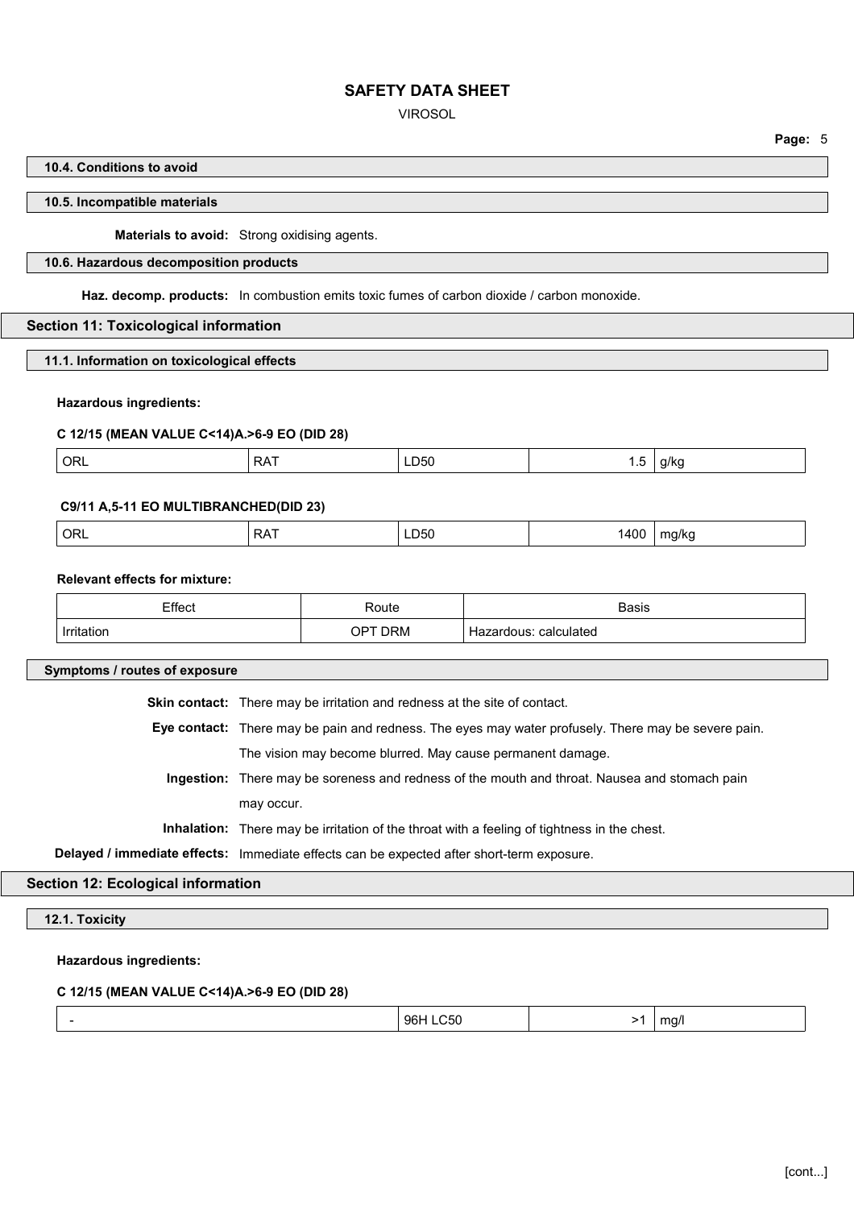#### 10.4. Conditions to avoid

#### 10.5. Incompatible materials

**Materials to avoid:** Strong oxidising agents.

#### 10.6. Hazardous decomposition products

**Haz. decomp. products:** In combustion emits toxic fumes of carbon dioxide / carbon monoxide.

## Section 11: Toxicological information

#### 11.1. Information on toxicological effects

**Hazardous ingredients:**

**C 12/15 (MEAN VALUE C<14)A.>6-9 EO (DID 28)**

| ORL | RAT | LD50 | 1.5 | g/kg |
|---|---|---|---|---|

**C9/11 A,5-11 EO MULTIBRANCHED(DID 23)**

| ORL | RAT | LD50 | 1400 | mg/kg |
|---|---|---|---|---|

**Relevant effects for mixture:**

| Effect | Route | Basis |
|---|---|---|
| Irritation | OPT DRM | Hazardous: calculated |

#### Symptoms / routes of exposure

**Skin contact:** There may be irritation and redness at the site of contact.

**Eye contact:** There may be pain and redness. The eyes may water profusely. There may be severe pain. The vision may become blurred. May cause permanent damage.

**Ingestion:** There may be soreness and redness of the mouth and throat. Nausea and stomach pain may occur.

**Inhalation:** There may be irritation of the throat with a feeling of tightness in the chest.

**Delayed / immediate effects:** Immediate effects can be expected after short-term exposure.

## Section 12: Ecological information

#### 12.1. Toxicity

**Hazardous ingredients:**

**C 12/15 (MEAN VALUE C<14)A.>6-9 EO (DID 28)**

| - | 96H LC50 | >1 | mg/l |
|---|---|---|---|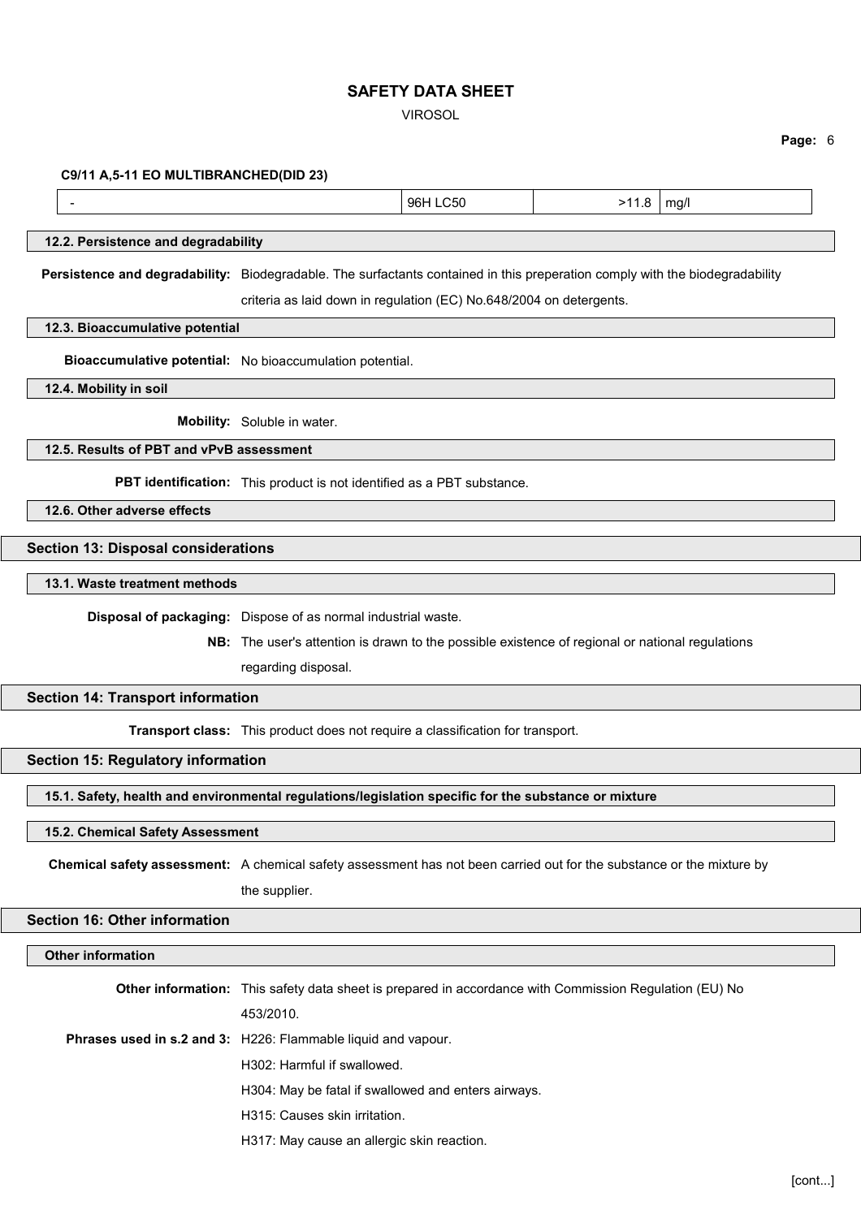**C9/11 A,5-11 EO MULTIBRANCHED(DID 23)**

| - | 96H LC50 | >11.8 | mg/l |
|---|---|---|---|

### 12.2. Persistence and degradability

**Persistence and degradability:** Biodegradable. The surfactants contained in this preperation comply with the biodegradability criteria as laid down in regulation (EC) No.648/2004 on detergents.

### 12.3. Bioaccumulative potential

**Bioaccumulative potential:** No bioaccumulation potential.

### 12.4. Mobility in soil

**Mobility:** Soluble in water.

### 12.5. Results of PBT and vPvB assessment

**PBT identification:** This product is not identified as a PBT substance.

### 12.6. Other adverse effects

## Section 13: Disposal considerations

### 13.1. Waste treatment methods

**Disposal of packaging:** Dispose of as normal industrial waste.

**NB:** The user's attention is drawn to the possible existence of regional or national regulations regarding disposal.

## Section 14: Transport information

**Transport class:** This product does not require a classification for transport.

## Section 15: Regulatory information

### 15.1. Safety, health and environmental regulations/legislation specific for the substance or mixture

### 15.2. Chemical Safety Assessment

**Chemical safety assessment:** A chemical safety assessment has not been carried out for the substance or the mixture by the supplier.

## Section 16: Other information

### Other information

**Other information:** This safety data sheet is prepared in accordance with Commission Regulation (EU) No 453/2010.

**Phrases used in s.2 and 3:** H226: Flammable liquid and vapour.

H302: Harmful if swallowed.

H304: May be fatal if swallowed and enters airways.

H315: Causes skin irritation.

H317: May cause an allergic skin reaction.

[cont...]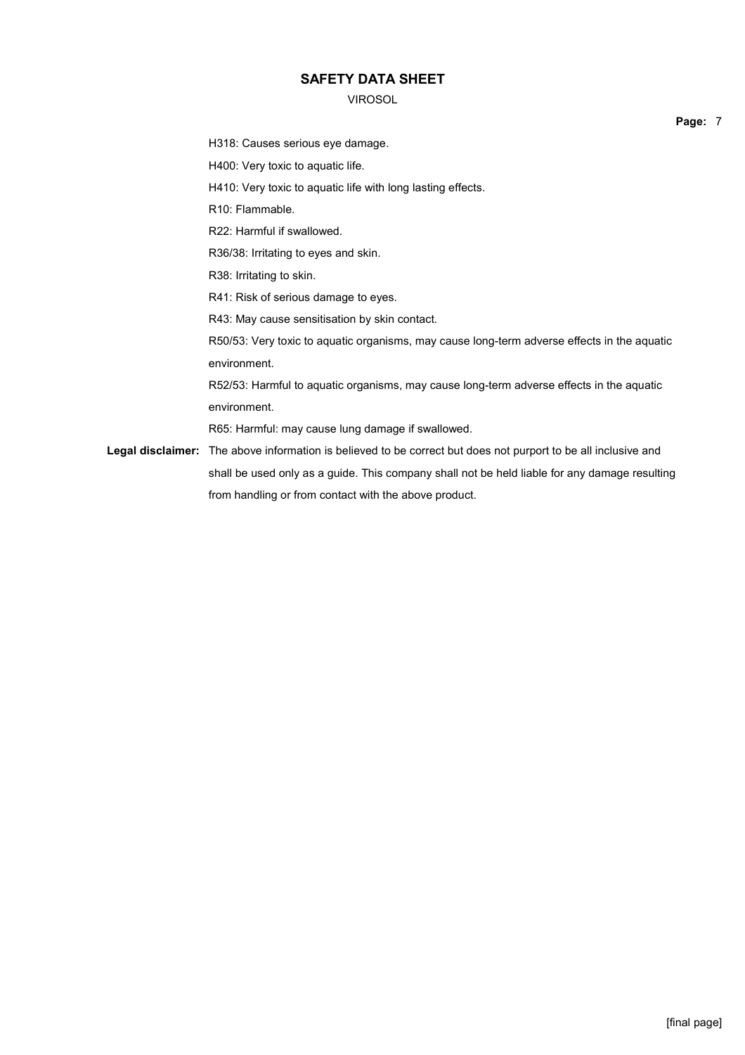H318: Causes serious eye damage.

H400: Very toxic to aquatic life.

H410: Very toxic to aquatic life with long lasting effects.

R10: Flammable.

R22: Harmful if swallowed.

R36/38: Irritating to eyes and skin.

R38: Irritating to skin.

R41: Risk of serious damage to eyes.

R43: May cause sensitisation by skin contact.

R50/53: Very toxic to aquatic organisms, may cause long-term adverse effects in the aquatic environment.

R52/53: Harmful to aquatic organisms, may cause long-term adverse effects in the aquatic environment.

R65: Harmful: may cause lung damage if swallowed.

**Legal disclaimer:** The above information is believed to be correct but does not purport to be all inclusive and shall be used only as a guide. This company shall not be held liable for any damage resulting from handling or from contact with the above product.